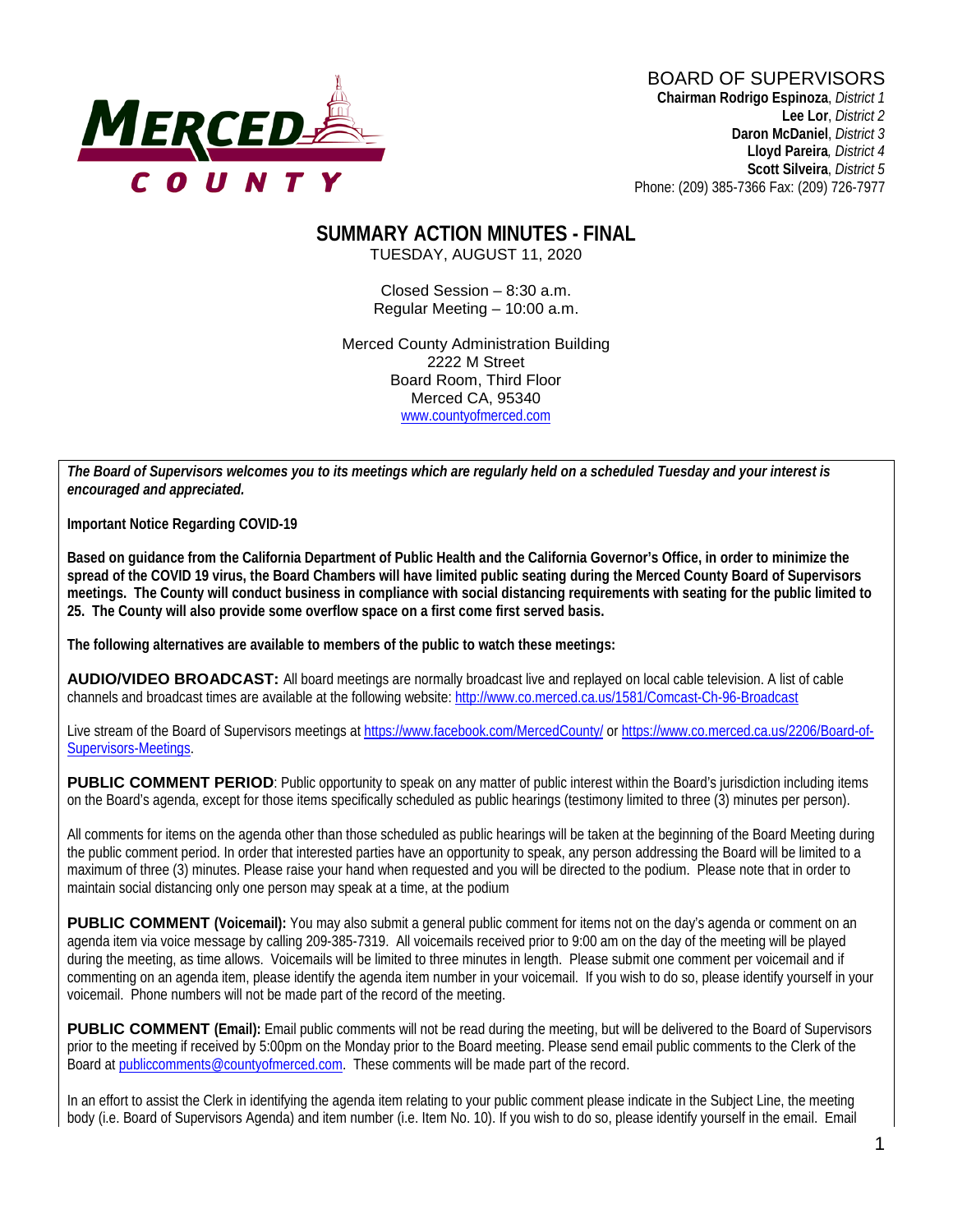MERCED COUNTY

BOARD OF SUPERVISORS
**Chairman Rodrigo Espinoza**, *District 1*
**Lee Lor**, *District 2*
**Daron McDaniel**, *District 3*
**Lloyd Pareira**, *District 4*
**Scott Silveira**, *District 5*
Phone: (209) 385-7366 Fax: (209) 726-7977

# SUMMARY ACTION MINUTES - FINAL

TUESDAY, AUGUST 11, 2020

Closed Session – 8:30 a.m.
Regular Meeting – 10:00 a.m.

Merced County Administration Building
2222 M Street
Board Room, Third Floor
Merced CA, 95340
www.countyofmerced.com

***The Board of Supervisors welcomes you to its meetings which are regularly held on a scheduled Tuesday and your interest is encouraged and appreciated.***

**Important Notice Regarding COVID-19**

**Based on guidance from the California Department of Public Health and the California Governor's Office, in order to minimize the spread of the COVID 19 virus, the Board Chambers will have limited public seating during the Merced County Board of Supervisors meetings. The County will conduct business in compliance with social distancing requirements with seating for the public limited to 25. The County will also provide some overflow space on a first come first served basis.**

**The following alternatives are available to members of the public to watch these meetings:**

**AUDIO/VIDEO BROADCAST:** All board meetings are normally broadcast live and replayed on local cable television. A list of cable channels and broadcast times are available at the following website: http://www.co.merced.ca.us/1581/Comcast-Ch-96-Broadcast

Live stream of the Board of Supervisors meetings at https://www.facebook.com/MercedCounty/ or https://www.co.merced.ca.us/2206/Board-of-Supervisors-Meetings.

**PUBLIC COMMENT PERIOD**: Public opportunity to speak on any matter of public interest within the Board's jurisdiction including items on the Board's agenda, except for those items specifically scheduled as public hearings (testimony limited to three (3) minutes per person).

All comments for items on the agenda other than those scheduled as public hearings will be taken at the beginning of the Board Meeting during the public comment period. In order that interested parties have an opportunity to speak, any person addressing the Board will be limited to a maximum of three (3) minutes. Please raise your hand when requested and you will be directed to the podium. Please note that in order to maintain social distancing only one person may speak at a time, at the podium

**PUBLIC COMMENT (Voicemail):** You may also submit a general public comment for items not on the day's agenda or comment on an agenda item via voice message by calling 209-385-7319. All voicemails received prior to 9:00 am on the day of the meeting will be played during the meeting, as time allows. Voicemails will be limited to three minutes in length. Please submit one comment per voicemail and if commenting on an agenda item, please identify the agenda item number in your voicemail. If you wish to do so, please identify yourself in your voicemail. Phone numbers will not be made part of the record of the meeting.

**PUBLIC COMMENT (Email):** Email public comments will not be read during the meeting, but will be delivered to the Board of Supervisors prior to the meeting if received by 5:00pm on the Monday prior to the Board meeting. Please send email public comments to the Clerk of the Board at publiccomments@countyofmerced.com. These comments will be made part of the record.

In an effort to assist the Clerk in identifying the agenda item relating to your public comment please indicate in the Subject Line, the meeting body (i.e. Board of Supervisors Agenda) and item number (i.e. Item No. 10). If you wish to do so, please identify yourself in the email. Email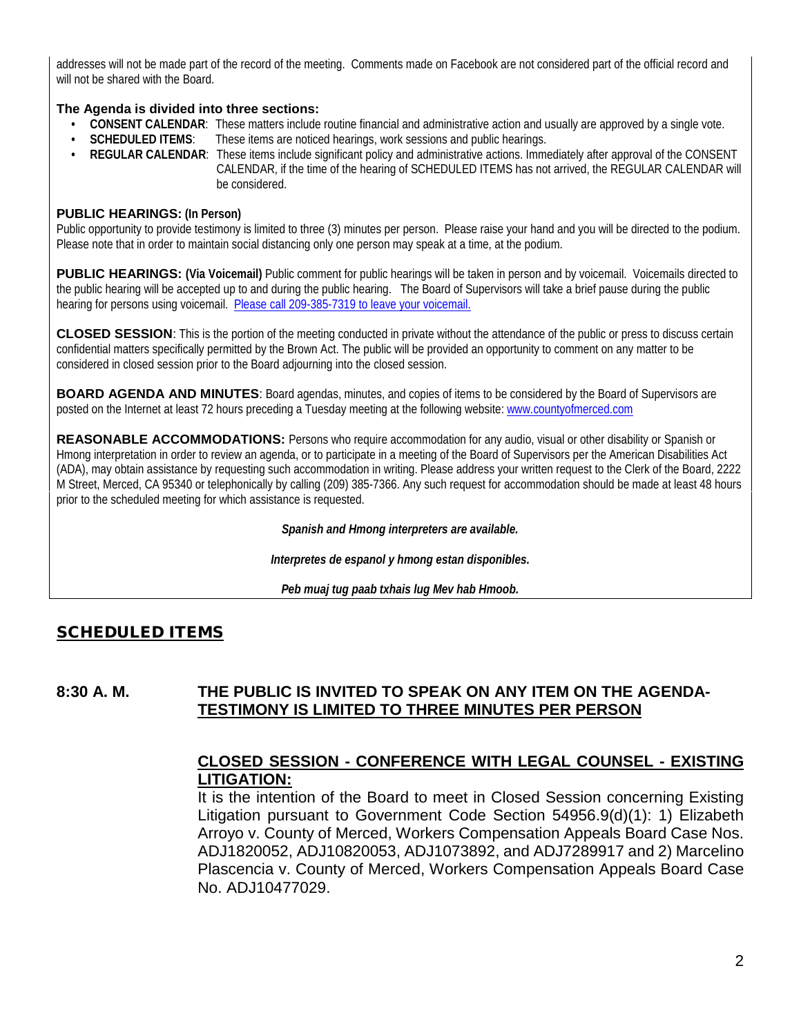addresses will not be made part of the record of the meeting. Comments made on Facebook are not considered part of the official record and will not be shared with the Board.

**The Agenda is divided into three sections:**

- **CONSENT CALENDAR**: These matters include routine financial and administrative action and usually are approved by a single vote.
- **SCHEDULED ITEMS**: These items are noticed hearings, work sessions and public hearings.
- **REGULAR CALENDAR**: These items include significant policy and administrative actions. Immediately after approval of the CONSENT CALENDAR, if the time of the hearing of SCHEDULED ITEMS has not arrived, the REGULAR CALENDAR will be considered.

**PUBLIC HEARINGS: (In Person)**
Public opportunity to provide testimony is limited to three (3) minutes per person. Please raise your hand and you will be directed to the podium. Please note that in order to maintain social distancing only one person may speak at a time, at the podium.

**PUBLIC HEARINGS: (Via Voicemail)** Public comment for public hearings will be taken in person and by voicemail. Voicemails directed to the public hearing will be accepted up to and during the public hearing. The Board of Supervisors will take a brief pause during the public hearing for persons using voicemail. Please call 209-385-7319 to leave your voicemail.

**CLOSED SESSION**: This is the portion of the meeting conducted in private without the attendance of the public or press to discuss certain confidential matters specifically permitted by the Brown Act. The public will be provided an opportunity to comment on any matter to be considered in closed session prior to the Board adjourning into the closed session.

**BOARD AGENDA AND MINUTES**: Board agendas, minutes, and copies of items to be considered by the Board of Supervisors are posted on the Internet at least 72 hours preceding a Tuesday meeting at the following website: www.countyofmerced.com

**REASONABLE ACCOMMODATIONS:** Persons who require accommodation for any audio, visual or other disability or Spanish or Hmong interpretation in order to review an agenda, or to participate in a meeting of the Board of Supervisors per the American Disabilities Act (ADA), may obtain assistance by requesting such accommodation in writing. Please address your written request to the Clerk of the Board, 2222 M Street, Merced, CA 95340 or telephonically by calling (209) 385-7366. Any such request for accommodation should be made at least 48 hours prior to the scheduled meeting for which assistance is requested.

***Spanish and Hmong interpreters are available.***

***Interpretes de espanol y hmong estan disponibles.***

***Peb muaj tug paab txhais lug Mev hab Hmoob.***

## SCHEDULED ITEMS

**8:30 A. M.** **THE PUBLIC IS INVITED TO SPEAK ON ANY ITEM ON THE AGENDA-TESTIMONY IS LIMITED TO THREE MINUTES PER PERSON**

**CLOSED SESSION - CONFERENCE WITH LEGAL COUNSEL - EXISTING LITIGATION:**
It is the intention of the Board to meet in Closed Session concerning Existing Litigation pursuant to Government Code Section 54956.9(d)(1): 1) Elizabeth Arroyo v. County of Merced, Workers Compensation Appeals Board Case Nos. ADJ1820052, ADJ10820053, ADJ1073892, and ADJ7289917 and 2) Marcelino Plascencia v. County of Merced, Workers Compensation Appeals Board Case No. ADJ10477029.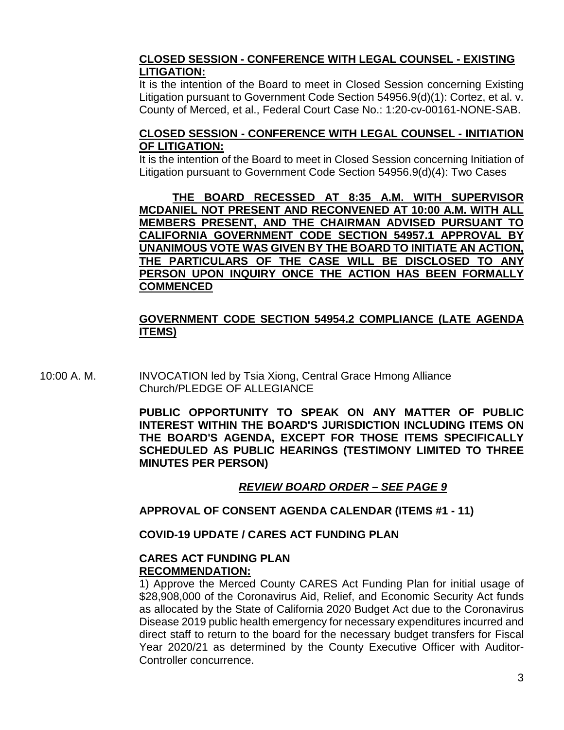**CLOSED SESSION - CONFERENCE WITH LEGAL COUNSEL - EXISTING LITIGATION:**

It is the intention of the Board to meet in Closed Session concerning Existing Litigation pursuant to Government Code Section 54956.9(d)(1): Cortez, et al. v. County of Merced, et al., Federal Court Case No.: 1:20-cv-00161-NONE-SAB.

**CLOSED SESSION - CONFERENCE WITH LEGAL COUNSEL - INITIATION OF LITIGATION:**

It is the intention of the Board to meet in Closed Session concerning Initiation of Litigation pursuant to Government Code Section 54956.9(d)(4): Two Cases

**THE BOARD RECESSED AT 8:35 A.M. WITH SUPERVISOR MCDANIEL NOT PRESENT AND RECONVENED AT 10:00 A.M. WITH ALL MEMBERS PRESENT, AND THE CHAIRMAN ADVISED PURSUANT TO CALIFORNIA GOVERNMENT CODE SECTION 54957.1 APPROVAL BY UNANIMOUS VOTE WAS GIVEN BY THE BOARD TO INITIATE AN ACTION, THE PARTICULARS OF THE CASE WILL BE DISCLOSED TO ANY PERSON UPON INQUIRY ONCE THE ACTION HAS BEEN FORMALLY COMMENCED**

**GOVERNMENT CODE SECTION 54954.2 COMPLIANCE (LATE AGENDA ITEMS)**

10:00 A. M. INVOCATION led by Tsia Xiong, Central Grace Hmong Alliance Church/PLEDGE OF ALLEGIANCE

**PUBLIC OPPORTUNITY TO SPEAK ON ANY MATTER OF PUBLIC INTEREST WITHIN THE BOARD'S JURISDICTION INCLUDING ITEMS ON THE BOARD'S AGENDA, EXCEPT FOR THOSE ITEMS SPECIFICALLY SCHEDULED AS PUBLIC HEARINGS (TESTIMONY LIMITED TO THREE MINUTES PER PERSON)**

***REVIEW BOARD ORDER – SEE PAGE 9***

**APPROVAL OF CONSENT AGENDA CALENDAR (ITEMS #1 - 11)**

**COVID-19 UPDATE / CARES ACT FUNDING PLAN**

**CARES ACT FUNDING PLAN**
**RECOMMENDATION:**

1) Approve the Merced County CARES Act Funding Plan for initial usage of $28,908,000 of the Coronavirus Aid, Relief, and Economic Security Act funds as allocated by the State of California 2020 Budget Act due to the Coronavirus Disease 2019 public health emergency for necessary expenditures incurred and direct staff to return to the board for the necessary budget transfers for Fiscal Year 2020/21 as determined by the County Executive Officer with Auditor-Controller concurrence.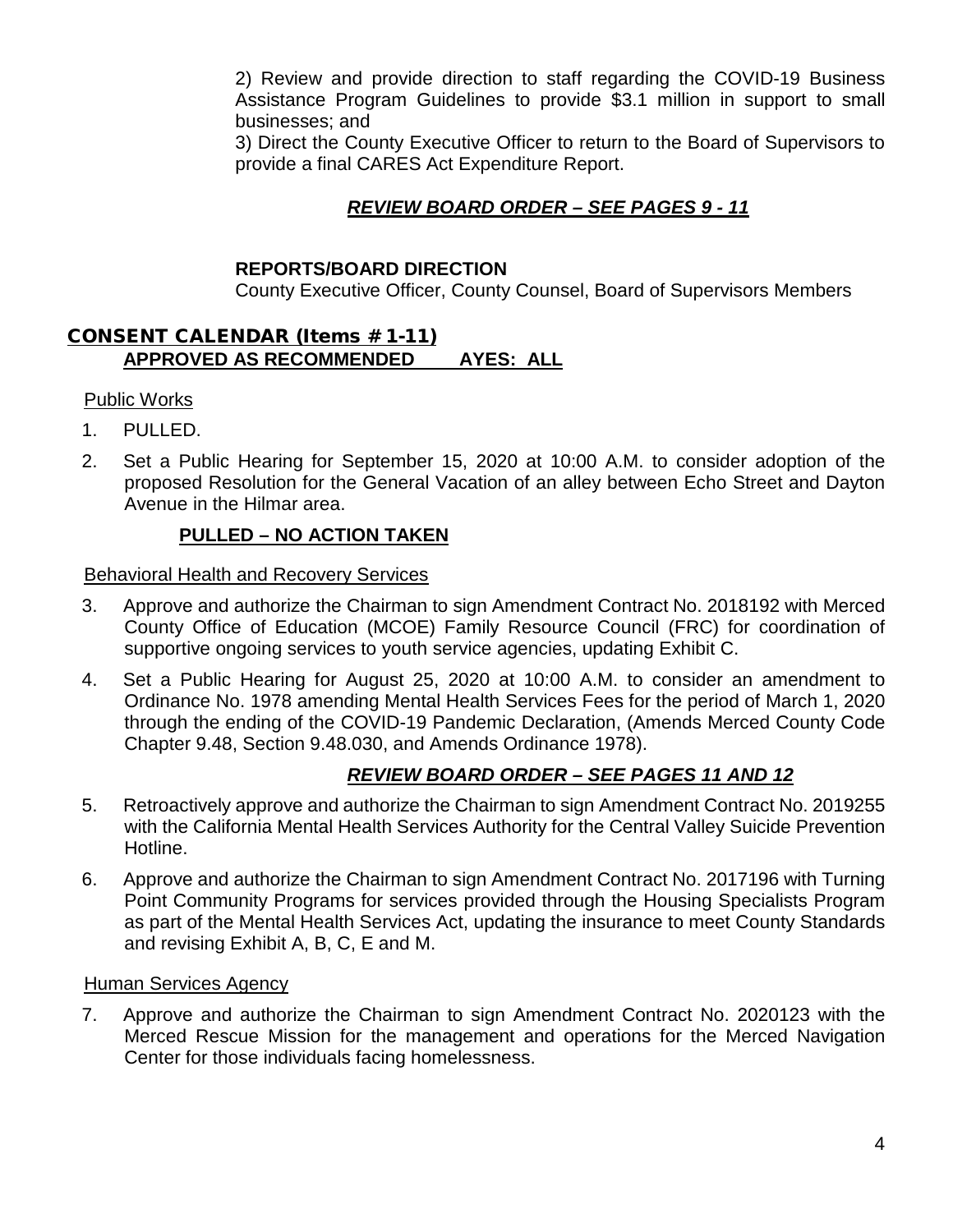2) Review and provide direction to staff regarding the COVID-19 Business Assistance Program Guidelines to provide $3.1 million in support to small businesses; and

3) Direct the County Executive Officer to return to the Board of Supervisors to provide a final CARES Act Expenditure Report.

***REVIEW BOARD ORDER – SEE PAGES 9 - 11***

**REPORTS/BOARD DIRECTION**

County Executive Officer, County Counsel, Board of Supervisors Members

## CONSENT CALENDAR (Items # 1-11)

**APPROVED AS RECOMMENDED AYES: ALL**

Public Works

1. PULLED.
2. Set a Public Hearing for September 15, 2020 at 10:00 A.M. to consider adoption of the proposed Resolution for the General Vacation of an alley between Echo Street and Dayton Avenue in the Hilmar area.

   **PULLED – NO ACTION TAKEN**

Behavioral Health and Recovery Services

3. Approve and authorize the Chairman to sign Amendment Contract No. 2018192 with Merced County Office of Education (MCOE) Family Resource Council (FRC) for coordination of supportive ongoing services to youth service agencies, updating Exhibit C.
4. Set a Public Hearing for August 25, 2020 at 10:00 A.M. to consider an amendment to Ordinance No. 1978 amending Mental Health Services Fees for the period of March 1, 2020 through the ending of the COVID-19 Pandemic Declaration, (Amends Merced County Code Chapter 9.48, Section 9.48.030, and Amends Ordinance 1978).

   ***REVIEW BOARD ORDER – SEE PAGES 11 AND 12***

5. Retroactively approve and authorize the Chairman to sign Amendment Contract No. 2019255 with the California Mental Health Services Authority for the Central Valley Suicide Prevention Hotline.
6. Approve and authorize the Chairman to sign Amendment Contract No. 2017196 with Turning Point Community Programs for services provided through the Housing Specialists Program as part of the Mental Health Services Act, updating the insurance to meet County Standards and revising Exhibit A, B, C, E and M.

Human Services Agency

7. Approve and authorize the Chairman to sign Amendment Contract No. 2020123 with the Merced Rescue Mission for the management and operations for the Merced Navigation Center for those individuals facing homelessness.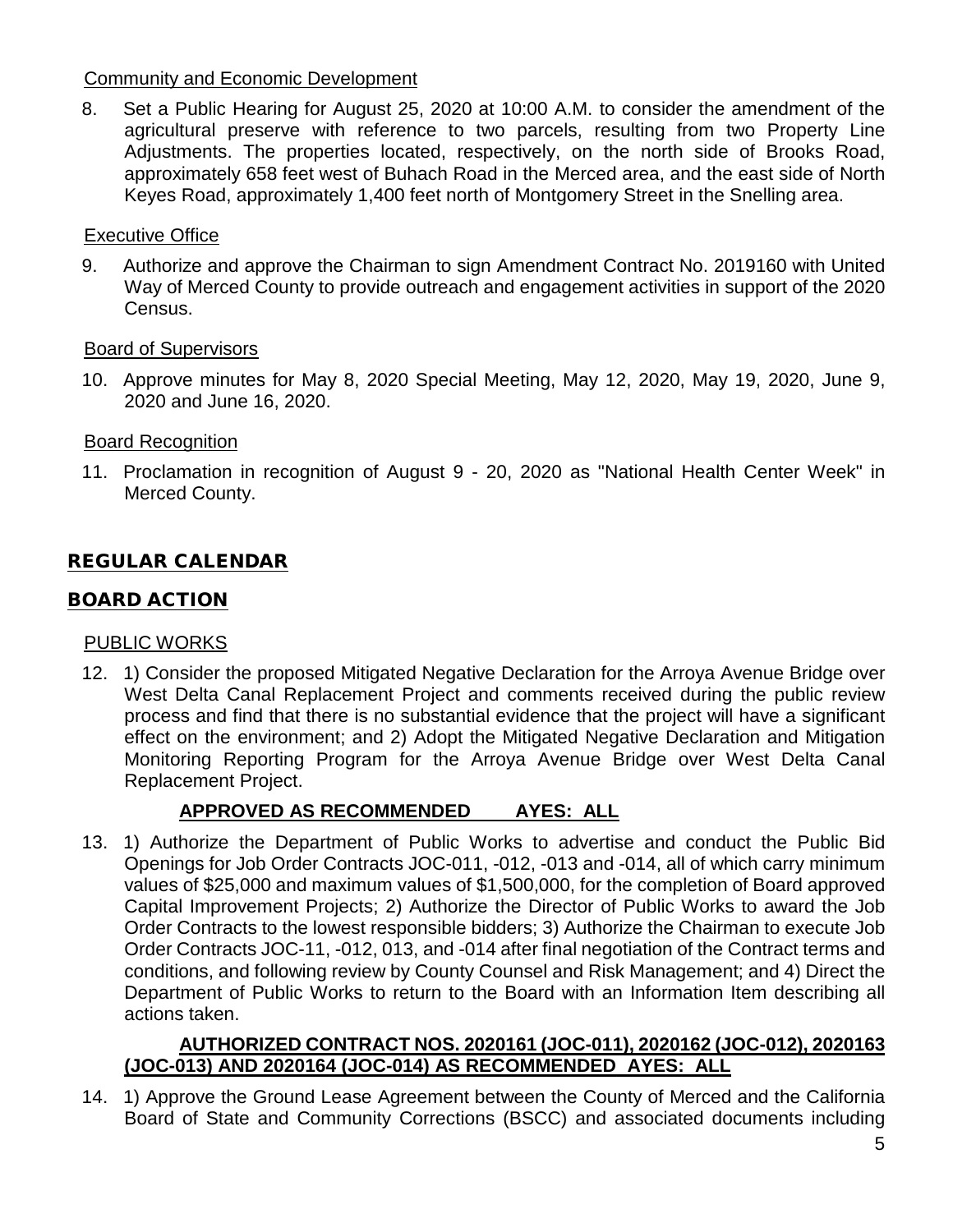Community and Economic Development

8. Set a Public Hearing for August 25, 2020 at 10:00 A.M. to consider the amendment of the agricultural preserve with reference to two parcels, resulting from two Property Line Adjustments. The properties located, respectively, on the north side of Brooks Road, approximately 658 feet west of Buhach Road in the Merced area, and the east side of North Keyes Road, approximately 1,400 feet north of Montgomery Street in the Snelling area.

Executive Office

9. Authorize and approve the Chairman to sign Amendment Contract No. 2019160 with United Way of Merced County to provide outreach and engagement activities in support of the 2020 Census.

Board of Supervisors

10. Approve minutes for May 8, 2020 Special Meeting, May 12, 2020, May 19, 2020, June 9, 2020 and June 16, 2020.

Board Recognition

11. Proclamation in recognition of August 9 - 20, 2020 as "National Health Center Week" in Merced County.

## REGULAR CALENDAR

## BOARD ACTION

PUBLIC WORKS

12. 1) Consider the proposed Mitigated Negative Declaration for the Arroya Avenue Bridge over West Delta Canal Replacement Project and comments received during the public review process and find that there is no substantial evidence that the project will have a significant effect on the environment; and 2) Adopt the Mitigated Negative Declaration and Mitigation Monitoring Reporting Program for the Arroya Avenue Bridge over West Delta Canal Replacement Project.

    **APPROVED AS RECOMMENDED AYES: ALL**

13. 1) Authorize the Department of Public Works to advertise and conduct the Public Bid Openings for Job Order Contracts JOC-011, -012, -013 and -014, all of which carry minimum values of $25,000 and maximum values of $1,500,000, for the completion of Board approved Capital Improvement Projects; 2) Authorize the Director of Public Works to award the Job Order Contracts to the lowest responsible bidders; 3) Authorize the Chairman to execute Job Order Contracts JOC-11, -012, 013, and -014 after final negotiation of the Contract terms and conditions, and following review by County Counsel and Risk Management; and 4) Direct the Department of Public Works to return to the Board with an Information Item describing all actions taken.

    **AUTHORIZED CONTRACT NOS. 2020161 (JOC-011), 2020162 (JOC-012), 2020163 (JOC-013) AND 2020164 (JOC-014) AS RECOMMENDED AYES: ALL**

14. 1) Approve the Ground Lease Agreement between the County of Merced and the California Board of State and Community Corrections (BSCC) and associated documents including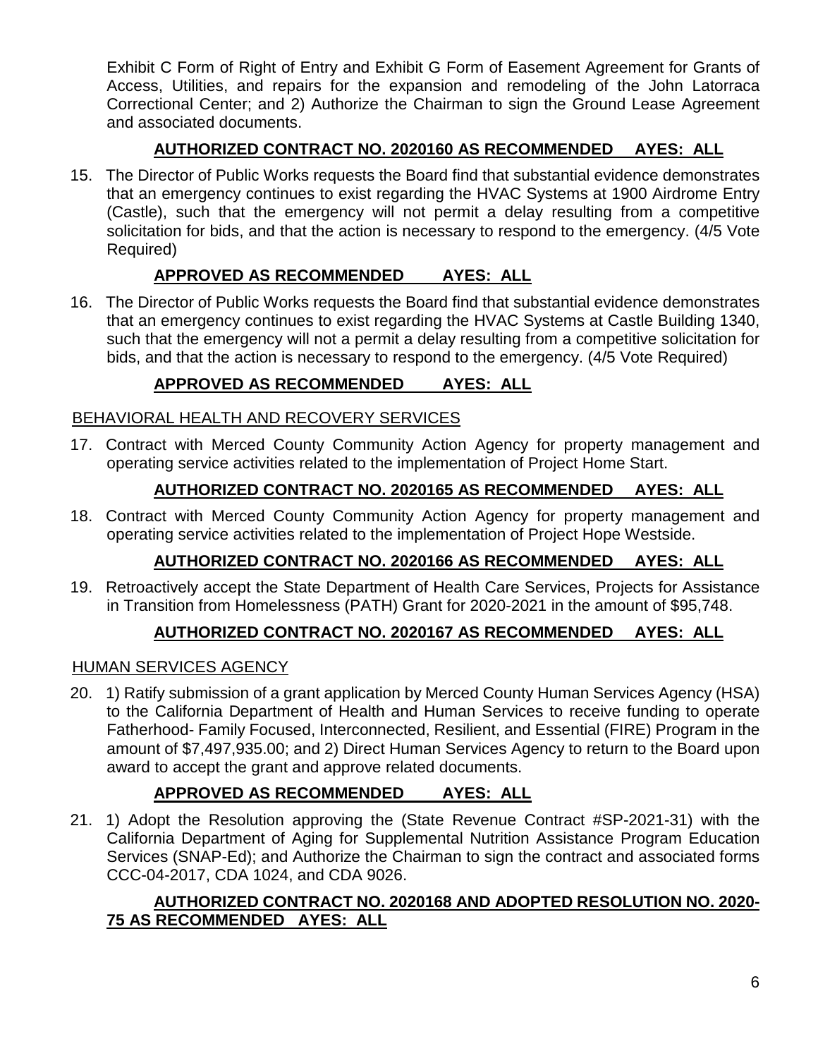Exhibit C Form of Right of Entry and Exhibit G Form of Easement Agreement for Grants of Access, Utilities, and repairs for the expansion and remodeling of the John Latorraca Correctional Center; and 2) Authorize the Chairman to sign the Ground Lease Agreement and associated documents.

**AUTHORIZED CONTRACT NO. 2020160 AS RECOMMENDED AYES: ALL**

15. The Director of Public Works requests the Board find that substantial evidence demonstrates that an emergency continues to exist regarding the HVAC Systems at 1900 Airdrome Entry (Castle), such that the emergency will not permit a delay resulting from a competitive solicitation for bids, and that the action is necessary to respond to the emergency. (4/5 Vote Required)

**APPROVED AS RECOMMENDED AYES: ALL**

16. The Director of Public Works requests the Board find that substantial evidence demonstrates that an emergency continues to exist regarding the HVAC Systems at Castle Building 1340, such that the emergency will not a permit a delay resulting from a competitive solicitation for bids, and that the action is necessary to respond to the emergency. (4/5 Vote Required)

**APPROVED AS RECOMMENDED AYES: ALL**

BEHAVIORAL HEALTH AND RECOVERY SERVICES

17. Contract with Merced County Community Action Agency for property management and operating service activities related to the implementation of Project Home Start.

**AUTHORIZED CONTRACT NO. 2020165 AS RECOMMENDED AYES: ALL**

18. Contract with Merced County Community Action Agency for property management and operating service activities related to the implementation of Project Hope Westside.

**AUTHORIZED CONTRACT NO. 2020166 AS RECOMMENDED AYES: ALL**

19. Retroactively accept the State Department of Health Care Services, Projects for Assistance in Transition from Homelessness (PATH) Grant for 2020-2021 in the amount of $95,748.

**AUTHORIZED CONTRACT NO. 2020167 AS RECOMMENDED AYES: ALL**

HUMAN SERVICES AGENCY

20. 1) Ratify submission of a grant application by Merced County Human Services Agency (HSA) to the California Department of Health and Human Services to receive funding to operate Fatherhood- Family Focused, Interconnected, Resilient, and Essential (FIRE) Program in the amount of $7,497,935.00; and 2) Direct Human Services Agency to return to the Board upon award to accept the grant and approve related documents.

**APPROVED AS RECOMMENDED AYES: ALL**

21. 1) Adopt the Resolution approving the (State Revenue Contract #SP-2021-31) with the California Department of Aging for Supplemental Nutrition Assistance Program Education Services (SNAP-Ed); and Authorize the Chairman to sign the contract and associated forms CCC-04-2017, CDA 1024, and CDA 9026.

**AUTHORIZED CONTRACT NO. 2020168 AND ADOPTED RESOLUTION NO. 2020-75 AS RECOMMENDED AYES: ALL**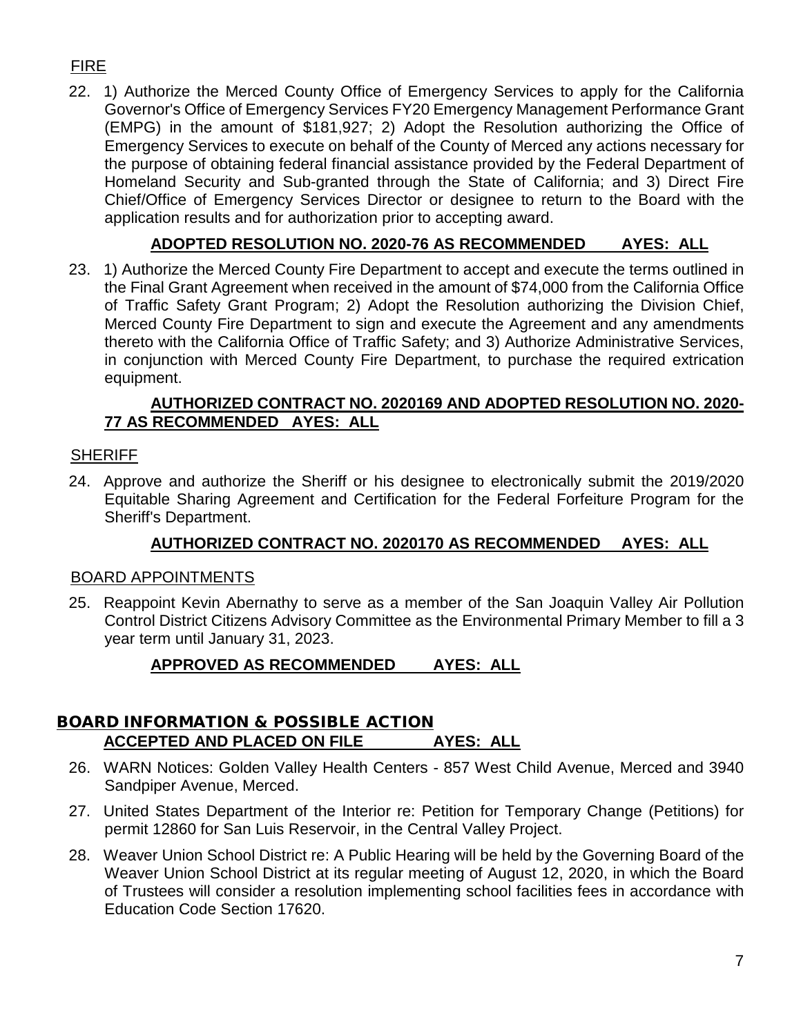FIRE

22. 1) Authorize the Merced County Office of Emergency Services to apply for the California Governor's Office of Emergency Services FY20 Emergency Management Performance Grant (EMPG) in the amount of $181,927; 2) Adopt the Resolution authorizing the Office of Emergency Services to execute on behalf of the County of Merced any actions necessary for the purpose of obtaining federal financial assistance provided by the Federal Department of Homeland Security and Sub-granted through the State of California; and 3) Direct Fire Chief/Office of Emergency Services Director or designee to return to the Board with the application results and for authorization prior to accepting award.

    **ADOPTED RESOLUTION NO. 2020-76 AS RECOMMENDED AYES: ALL**

23. 1) Authorize the Merced County Fire Department to accept and execute the terms outlined in the Final Grant Agreement when received in the amount of $74,000 from the California Office of Traffic Safety Grant Program; 2) Adopt the Resolution authorizing the Division Chief, Merced County Fire Department to sign and execute the Agreement and any amendments thereto with the California Office of Traffic Safety; and 3) Authorize Administrative Services, in conjunction with Merced County Fire Department, to purchase the required extrication equipment.

    **AUTHORIZED CONTRACT NO. 2020169 AND ADOPTED RESOLUTION NO. 2020-77 AS RECOMMENDED AYES: ALL**

SHERIFF

24. Approve and authorize the Sheriff or his designee to electronically submit the 2019/2020 Equitable Sharing Agreement and Certification for the Federal Forfeiture Program for the Sheriff's Department.

    **AUTHORIZED CONTRACT NO. 2020170 AS RECOMMENDED AYES: ALL**

BOARD APPOINTMENTS

25. Reappoint Kevin Abernathy to serve as a member of the San Joaquin Valley Air Pollution Control District Citizens Advisory Committee as the Environmental Primary Member to fill a 3 year term until January 31, 2023.

    **APPROVED AS RECOMMENDED AYES: ALL**

## BOARD INFORMATION & POSSIBLE ACTION

**ACCEPTED AND PLACED ON FILE AYES: ALL**

26. WARN Notices: Golden Valley Health Centers - 857 West Child Avenue, Merced and 3940 Sandpiper Avenue, Merced.

27. United States Department of the Interior re: Petition for Temporary Change (Petitions) for permit 12860 for San Luis Reservoir, in the Central Valley Project.

28. Weaver Union School District re: A Public Hearing will be held by the Governing Board of the Weaver Union School District at its regular meeting of August 12, 2020, in which the Board of Trustees will consider a resolution implementing school facilities fees in accordance with Education Code Section 17620.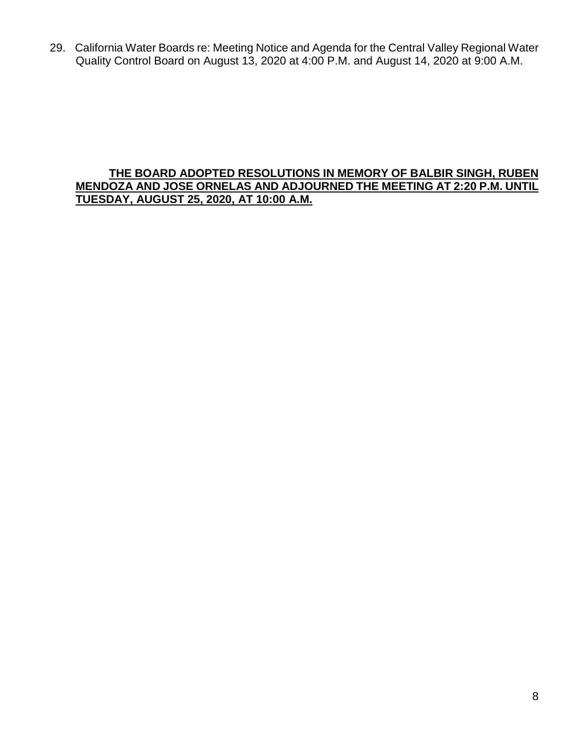29. California Water Boards re: Meeting Notice and Agenda for the Central Valley Regional Water Quality Control Board on August 13, 2020 at 4:00 P.M. and August 14, 2020 at 9:00 A.M.

**<u>THE BOARD ADOPTED RESOLUTIONS IN MEMORY OF BALBIR SINGH, RUBEN MENDOZA AND JOSE ORNELAS AND ADJOURNED THE MEETING AT 2:20 P.M. UNTIL TUESDAY, AUGUST 25, 2020, AT 10:00 A.M.</u>**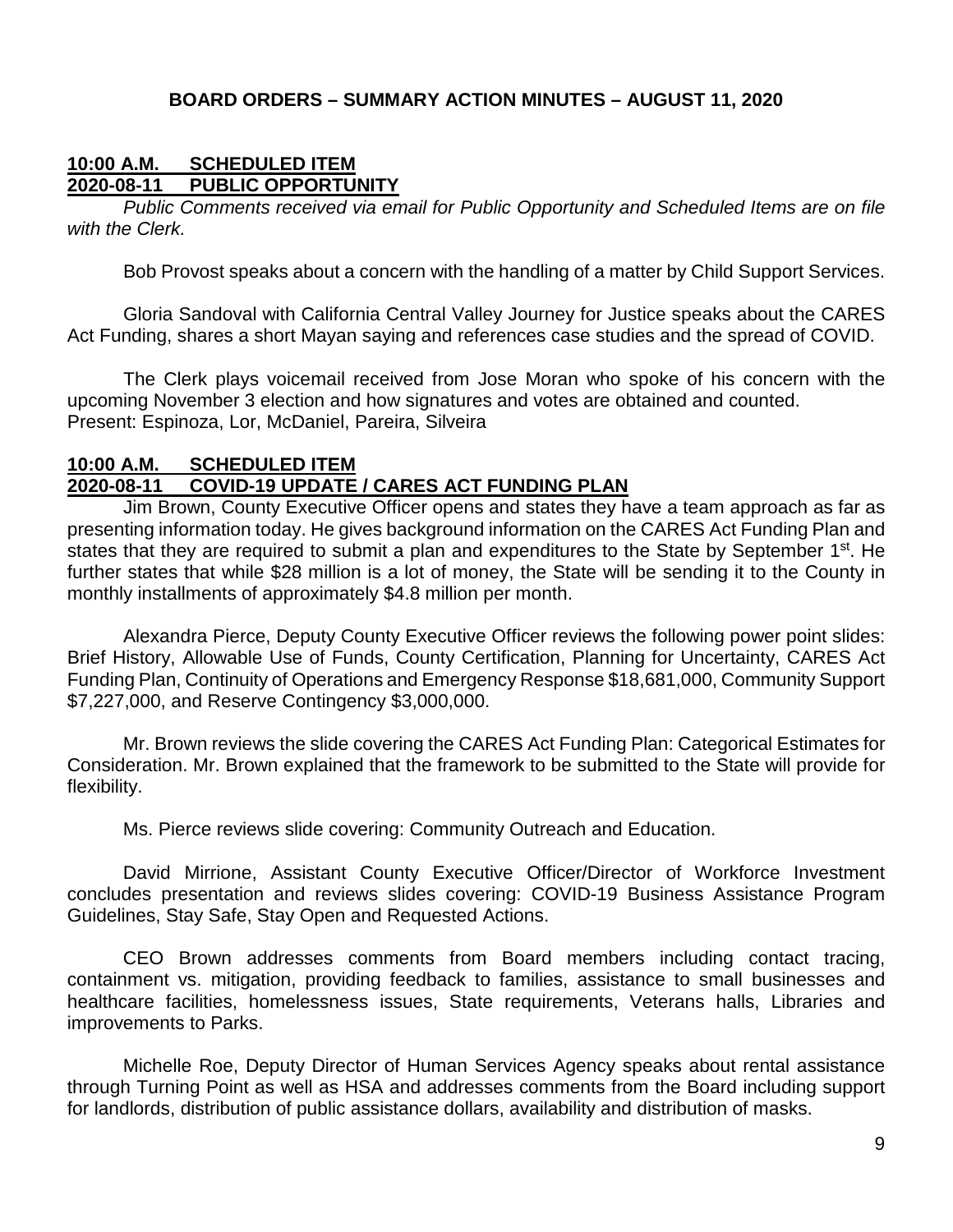## BOARD ORDERS – SUMMARY ACTION MINUTES – AUGUST 11, 2020

### **10:00 A.M. SCHEDULED ITEM**
### **2020-08-11 PUBLIC OPPORTUNITY**

*Public Comments received via email for Public Opportunity and Scheduled Items are on file with the Clerk.*

Bob Provost speaks about a concern with the handling of a matter by Child Support Services.

Gloria Sandoval with California Central Valley Journey for Justice speaks about the CARES Act Funding, shares a short Mayan saying and references case studies and the spread of COVID.

The Clerk plays voicemail received from Jose Moran who spoke of his concern with the upcoming November 3 election and how signatures and votes are obtained and counted.
Present: Espinoza, Lor, McDaniel, Pareira, Silveira

### **10:00 A.M. SCHEDULED ITEM**
### **2020-08-11 COVID-19 UPDATE / CARES ACT FUNDING PLAN**

Jim Brown, County Executive Officer opens and states they have a team approach as far as presenting information today. He gives background information on the CARES Act Funding Plan and states that they are required to submit a plan and expenditures to the State by September 1st. He further states that while $28 million is a lot of money, the State will be sending it to the County in monthly installments of approximately $4.8 million per month.

Alexandra Pierce, Deputy County Executive Officer reviews the following power point slides: Brief History, Allowable Use of Funds, County Certification, Planning for Uncertainty, CARES Act Funding Plan, Continuity of Operations and Emergency Response $18,681,000, Community Support $7,227,000, and Reserve Contingency $3,000,000.

Mr. Brown reviews the slide covering the CARES Act Funding Plan: Categorical Estimates for Consideration. Mr. Brown explained that the framework to be submitted to the State will provide for flexibility.

Ms. Pierce reviews slide covering: Community Outreach and Education.

David Mirrione, Assistant County Executive Officer/Director of Workforce Investment concludes presentation and reviews slides covering: COVID-19 Business Assistance Program Guidelines, Stay Safe, Stay Open and Requested Actions.

CEO Brown addresses comments from Board members including contact tracing, containment vs. mitigation, providing feedback to families, assistance to small businesses and healthcare facilities, homelessness issues, State requirements, Veterans halls, Libraries and improvements to Parks.

Michelle Roe, Deputy Director of Human Services Agency speaks about rental assistance through Turning Point as well as HSA and addresses comments from the Board including support for landlords, distribution of public assistance dollars, availability and distribution of masks.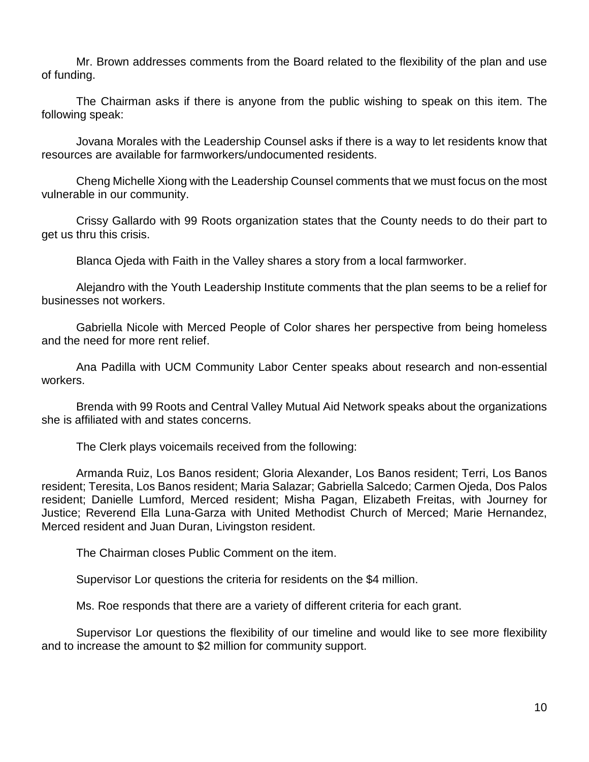Mr. Brown addresses comments from the Board related to the flexibility of the plan and use of funding.

The Chairman asks if there is anyone from the public wishing to speak on this item. The following speak:

Jovana Morales with the Leadership Counsel asks if there is a way to let residents know that resources are available for farmworkers/undocumented residents.

Cheng Michelle Xiong with the Leadership Counsel comments that we must focus on the most vulnerable in our community.

Crissy Gallardo with 99 Roots organization states that the County needs to do their part to get us thru this crisis.

Blanca Ojeda with Faith in the Valley shares a story from a local farmworker.

Alejandro with the Youth Leadership Institute comments that the plan seems to be a relief for businesses not workers.

Gabriella Nicole with Merced People of Color shares her perspective from being homeless and the need for more rent relief.

Ana Padilla with UCM Community Labor Center speaks about research and non-essential workers.

Brenda with 99 Roots and Central Valley Mutual Aid Network speaks about the organizations she is affiliated with and states concerns.

The Clerk plays voicemails received from the following:

Armanda Ruiz, Los Banos resident; Gloria Alexander, Los Banos resident; Terri, Los Banos resident; Teresita, Los Banos resident; Maria Salazar; Gabriella Salcedo; Carmen Ojeda, Dos Palos resident; Danielle Lumford, Merced resident; Misha Pagan, Elizabeth Freitas, with Journey for Justice; Reverend Ella Luna-Garza with United Methodist Church of Merced; Marie Hernandez, Merced resident and Juan Duran, Livingston resident.

The Chairman closes Public Comment on the item.

Supervisor Lor questions the criteria for residents on the $4 million.

Ms. Roe responds that there are a variety of different criteria for each grant.

Supervisor Lor questions the flexibility of our timeline and would like to see more flexibility and to increase the amount to $2 million for community support.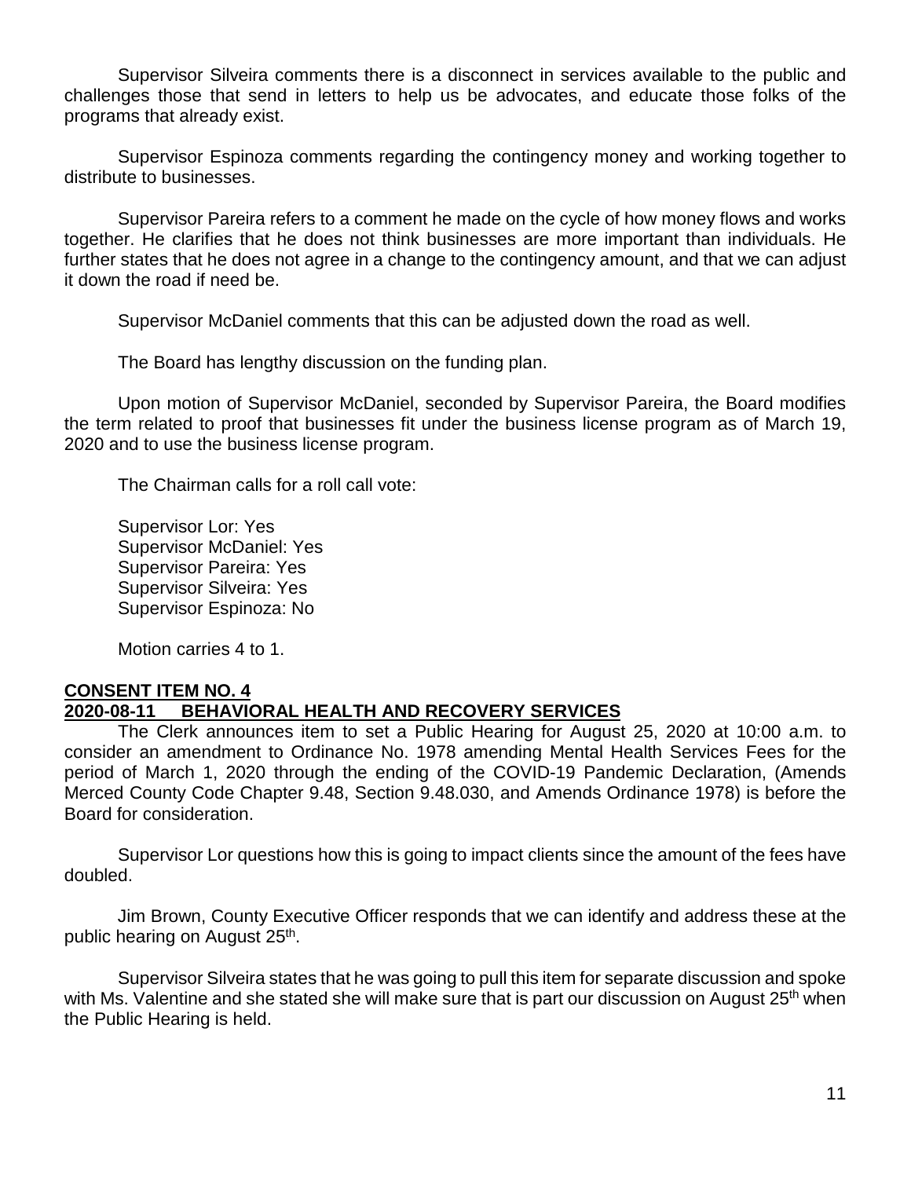Supervisor Silveira comments there is a disconnect in services available to the public and challenges those that send in letters to help us be advocates, and educate those folks of the programs that already exist.

Supervisor Espinoza comments regarding the contingency money and working together to distribute to businesses.

Supervisor Pareira refers to a comment he made on the cycle of how money flows and works together. He clarifies that he does not think businesses are more important than individuals. He further states that he does not agree in a change to the contingency amount, and that we can adjust it down the road if need be.

Supervisor McDaniel comments that this can be adjusted down the road as well.

The Board has lengthy discussion on the funding plan.

Upon motion of Supervisor McDaniel, seconded by Supervisor Pareira, the Board modifies the term related to proof that businesses fit under the business license program as of March 19, 2020 and to use the business license program.

The Chairman calls for a roll call vote:

Supervisor Lor: Yes
Supervisor McDaniel: Yes
Supervisor Pareira: Yes
Supervisor Silveira: Yes
Supervisor Espinoza: No

Motion carries 4 to 1.

**CONSENT ITEM NO. 4**
**2020-08-11 BEHAVIORAL HEALTH AND RECOVERY SERVICES**

The Clerk announces item to set a Public Hearing for August 25, 2020 at 10:00 a.m. to consider an amendment to Ordinance No. 1978 amending Mental Health Services Fees for the period of March 1, 2020 through the ending of the COVID-19 Pandemic Declaration, (Amends Merced County Code Chapter 9.48, Section 9.48.030, and Amends Ordinance 1978) is before the Board for consideration.

Supervisor Lor questions how this is going to impact clients since the amount of the fees have doubled.

Jim Brown, County Executive Officer responds that we can identify and address these at the public hearing on August 25th.

Supervisor Silveira states that he was going to pull this item for separate discussion and spoke with Ms. Valentine and she stated she will make sure that is part our discussion on August 25th when the Public Hearing is held.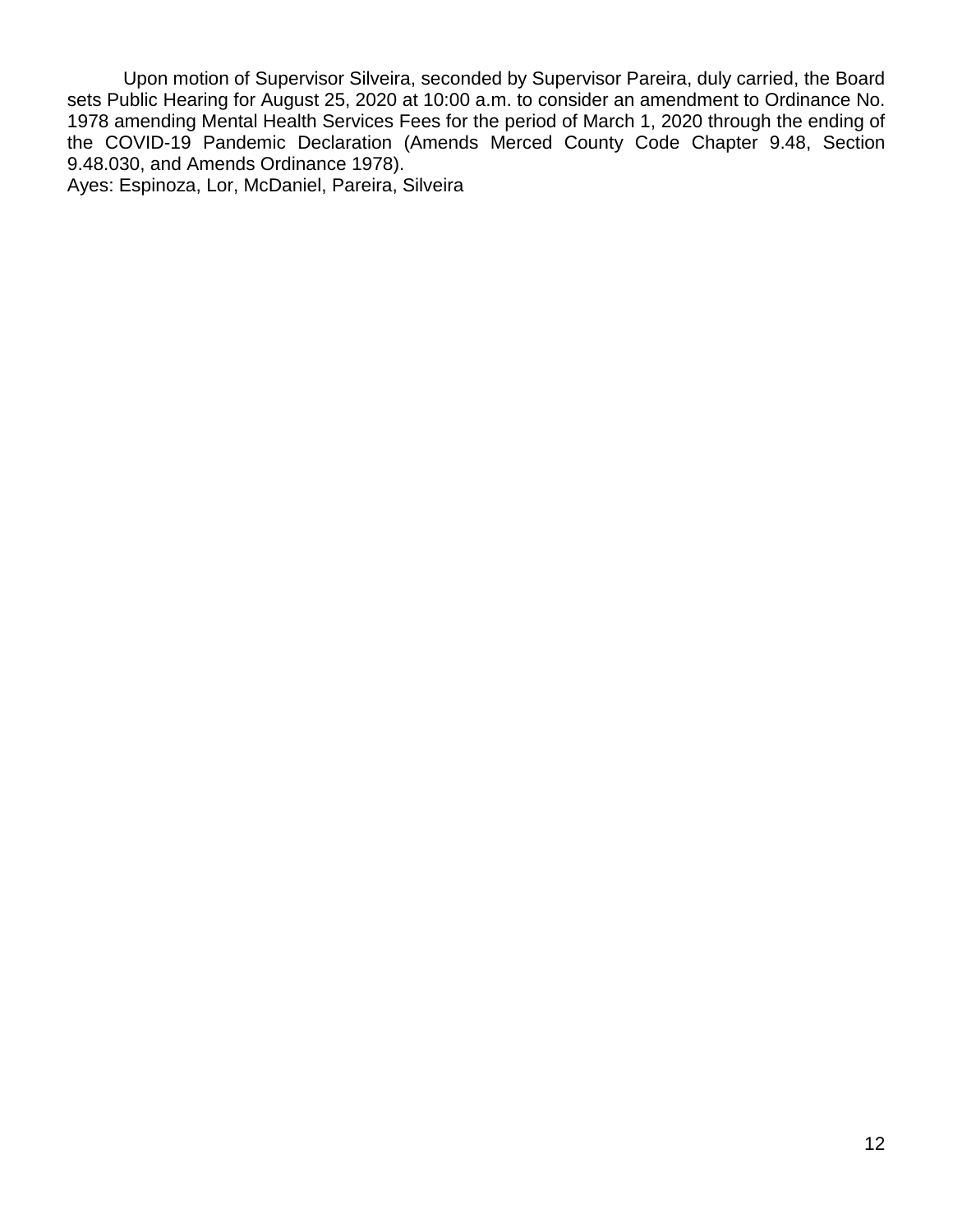Upon motion of Supervisor Silveira, seconded by Supervisor Pareira, duly carried, the Board sets Public Hearing for August 25, 2020 at 10:00 a.m. to consider an amendment to Ordinance No. 1978 amending Mental Health Services Fees for the period of March 1, 2020 through the ending of the COVID-19 Pandemic Declaration (Amends Merced County Code Chapter 9.48, Section 9.48.030, and Amends Ordinance 1978).

Ayes: Espinoza, Lor, McDaniel, Pareira, Silveira